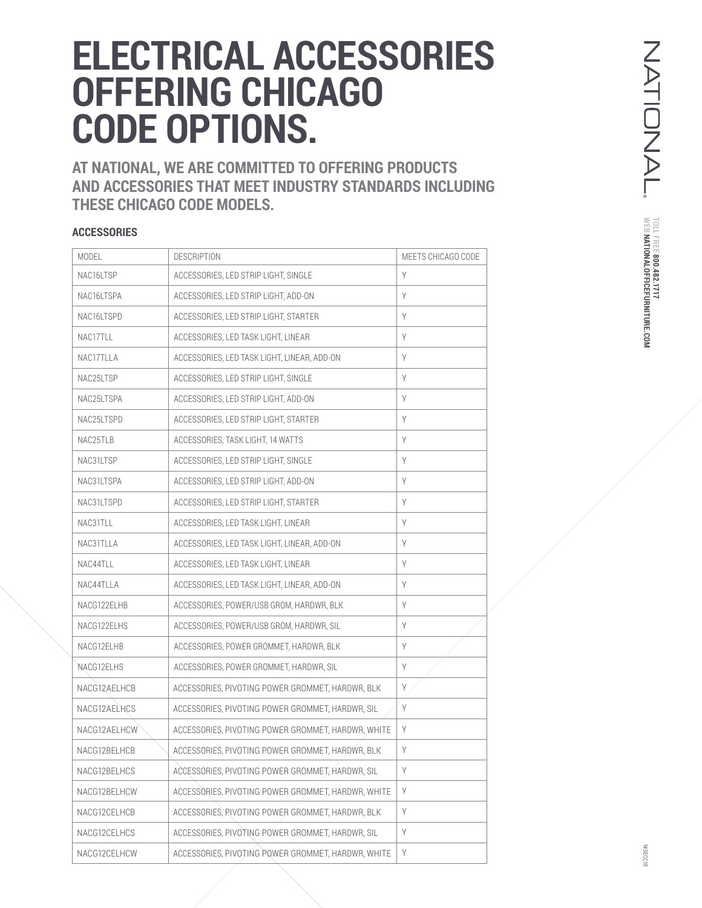# ELECTRICAL ACCESSORIES OFFERING CHICAGO CODE OPTIONS.

## AT NATIONAL, WE ARE COMMITTED TO OFFERING PRODUCTS AND ACCESSORIES THAT MEET INDUSTRY STANDARDS INCLUDING THESE CHICAGO CODE MODELS.

### ACCESSORIES

| MODEL | DESCRIPTION | MEETS CHICAGO CODE |
|---|---|---|
| NAC16LTSP | ACCESSORIES, LED STRIP LIGHT, SINGLE | Y |
| NAC16LTSPA | ACCESSORIES, LED STRIP LIGHT, ADD-ON | Y |
| NAC16LTSPD | ACCESSORIES, LED STRIP LIGHT, STARTER | Y |
| NAC17TLL | ACCESSORIES, LED TASK LIGHT, LINEAR | Y |
| NAC17TLLA | ACCESSORIES, LED TASK LIGHT, LINEAR, ADD-ON | Y |
| NAC25LTSP | ACCESSORIES, LED STRIP LIGHT, SINGLE | Y |
| NAC25LTSPA | ACCESSORIES, LED STRIP LIGHT, ADD-ON | Y |
| NAC25LTSPD | ACCESSORIES, LED STRIP LIGHT, STARTER | Y |
| NAC25TLB | ACCESSORIES, TASK LIGHT, 14 WATTS | Y |
| NAC31LTSP | ACCESSORIES, LED STRIP LIGHT, SINGLE | Y |
| NAC31LTSPA | ACCESSORIES, LED STRIP LIGHT, ADD-ON | Y |
| NAC31LTSPD | ACCESSORIES, LED STRIP LIGHT, STARTER | Y |
| NAC31TLL | ACCESSORIES, LED TASK LIGHT, LINEAR | Y |
| NAC31TLLA | ACCESSORIES, LED TASK LIGHT, LINEAR, ADD-ON | Y |
| NAC44TLL | ACCESSORIES, LED TASK LIGHT, LINEAR | Y |
| NAC44TLLA | ACCESSORIES, LED TASK LIGHT, LINEAR, ADD-ON | Y |
| NACG122ELHB | ACCESSORIES, POWER/USB GROM, HARDWR, BLK | Y |
| NACG122ELHS | ACCESSORIES, POWER/USB GROM, HARDWR, SIL | Y |
| NACG12ELHB | ACCESSORIES, POWER GROMMET, HARDWR, BLK | Y |
| NACG12ELHS | ACCESSORIES, POWER GROMMET, HARDWR, SIL | Y |
| NACG12AELHCB | ACCESSORIES, PIVOTING POWER GROMMET, HARDWR, BLK | Y |
| NACG12AELHCS | ACCESSORIES, PIVOTING POWER GROMMET, HARDWR, SIL | Y |
| NACG12AELHCW | ACCESSORIES, PIVOTING POWER GROMMET, HARDWR, WHITE | Y |
| NACG12BELHCB | ACCESSORIES, PIVOTING POWER GROMMET, HARDWR, BLK | Y |
| NACG12BELHCS | ACCESSORIES, PIVOTING POWER GROMMET, HARDWR, SIL | Y |
| NACG12BELHCW | ACCESSORIES, PIVOTING POWER GROMMET, HARDWR, WHITE | Y |
| NACG12CELHCB | ACCESSORIES, PIVOTING POWER GROMMET, HARDWR, BLK | Y |
| NACG12CELHCS | ACCESSORIES, PIVOTING POWER GROMMET, HARDWR, SIL | Y |
| NACG12CELHCW | ACCESSORIES, PIVOTING POWER GROMMET, HARDWR, WHITE | Y |

NATIONAL®

TOLL FREE **800.482.1717**
WEB **NATIONALOFFICEFURNITURE.COM**

NSECC18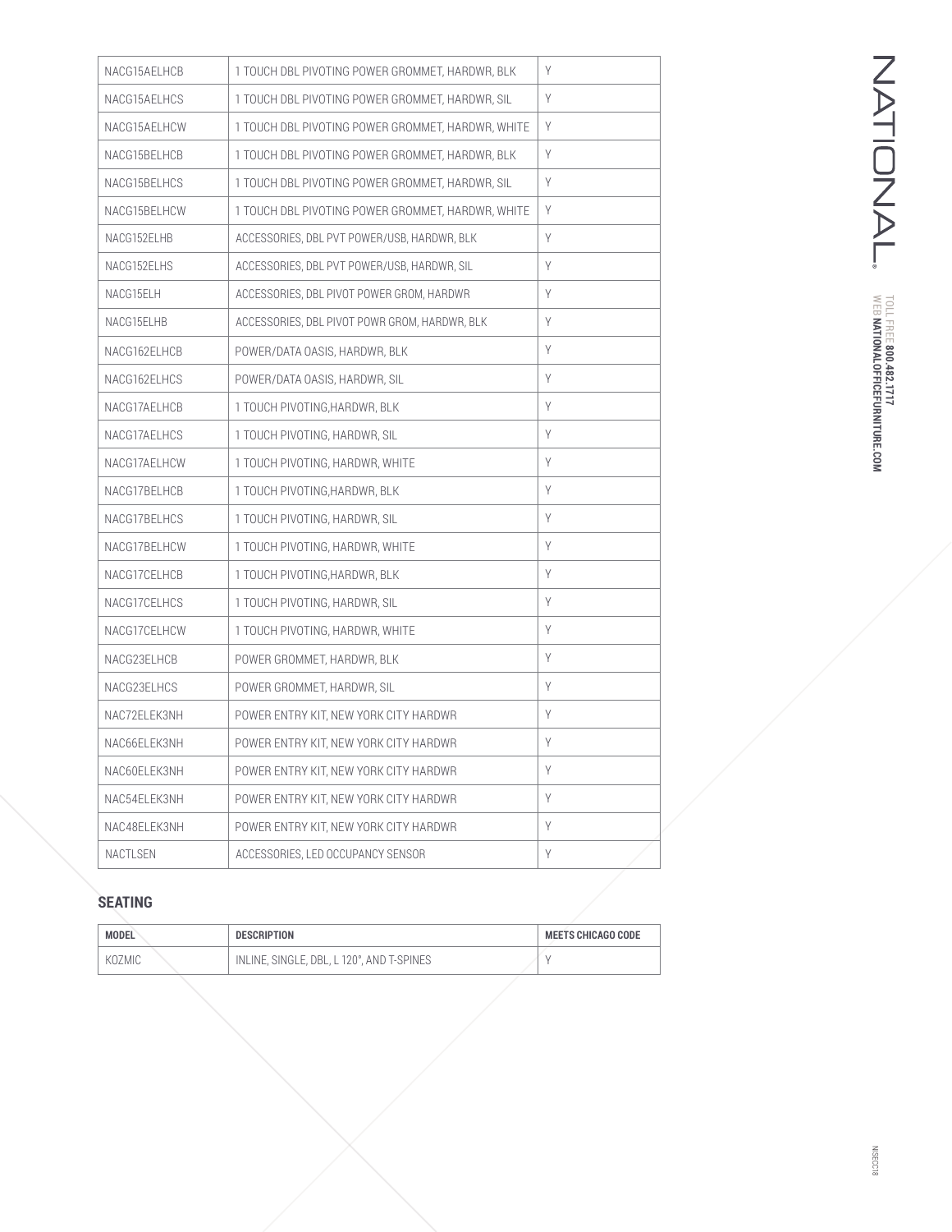| | | |
|---|---|---|
| NACG15AELHCB | 1 TOUCH DBL PIVOTING POWER GROMMET, HARDWR, BLK | Y |
| NACG15AELHCS | 1 TOUCH DBL PIVOTING POWER GROMMET, HARDWR, SIL | Y |
| NACG15AELHCW | 1 TOUCH DBL PIVOTING POWER GROMMET, HARDWR, WHITE | Y |
| NACG15BELHCB | 1 TOUCH DBL PIVOTING POWER GROMMET, HARDWR, BLK | Y |
| NACG15BELHCS | 1 TOUCH DBL PIVOTING POWER GROMMET, HARDWR, SIL | Y |
| NACG15BELHCW | 1 TOUCH DBL PIVOTING POWER GROMMET, HARDWR, WHITE | Y |
| NACG152ELHB | ACCESSORIES, DBL PVT POWER/USB, HARDWR, BLK | Y |
| NACG152ELHS | ACCESSORIES, DBL PVT POWER/USB, HARDWR, SIL | Y |
| NACG15ELH | ACCESSORIES, DBL PIVOT POWER GROM, HARDWR | Y |
| NACG15ELHB | ACCESSORIES, DBL PIVOT POWR GROM, HARDWR, BLK | Y |
| NACG162ELHCB | POWER/DATA OASIS, HARDWR, BLK | Y |
| NACG162ELHCS | POWER/DATA OASIS, HARDWR, SIL | Y |
| NACG17AELHCB | 1 TOUCH PIVOTING,HARDWR, BLK | Y |
| NACG17AELHCS | 1 TOUCH PIVOTING, HARDWR, SIL | Y |
| NACG17AELHCW | 1 TOUCH PIVOTING, HARDWR, WHITE | Y |
| NACG17BELHCB | 1 TOUCH PIVOTING,HARDWR, BLK | Y |
| NACG17BELHCS | 1 TOUCH PIVOTING, HARDWR, SIL | Y |
| NACG17BELHCW | 1 TOUCH PIVOTING, HARDWR, WHITE | Y |
| NACG17CELHCB | 1 TOUCH PIVOTING,HARDWR, BLK | Y |
| NACG17CELHCS | 1 TOUCH PIVOTING, HARDWR, SIL | Y |
| NACG17CELHCW | 1 TOUCH PIVOTING, HARDWR, WHITE | Y |
| NACG23ELHCB | POWER GROMMET, HARDWR, BLK | Y |
| NACG23ELHCS | POWER GROMMET, HARDWR, SIL | Y |
| NAC72ELEK3NH | POWER ENTRY KIT, NEW YORK CITY HARDWR | Y |
| NAC66ELEK3NH | POWER ENTRY KIT, NEW YORK CITY HARDWR | Y |
| NAC60ELEK3NH | POWER ENTRY KIT, NEW YORK CITY HARDWR | Y |
| NAC54ELEK3NH | POWER ENTRY KIT, NEW YORK CITY HARDWR | Y |
| NAC48ELEK3NH | POWER ENTRY KIT, NEW YORK CITY HARDWR | Y |
| NACTLSEN | ACCESSORIES, LED OCCUPANCY SENSOR | Y |

## SEATING

| MODEL | DESCRIPTION | MEETS CHICAGO CODE |
|---|---|---|
| KOZMIC | INLINE, SINGLE, DBL, L 120°, AND T-SPINES | Y |

NATIONAL®

TOLL FREE **800.482.1717**
WEB **NATIONALOFFICEFURNITURE.COM**

NSECC18